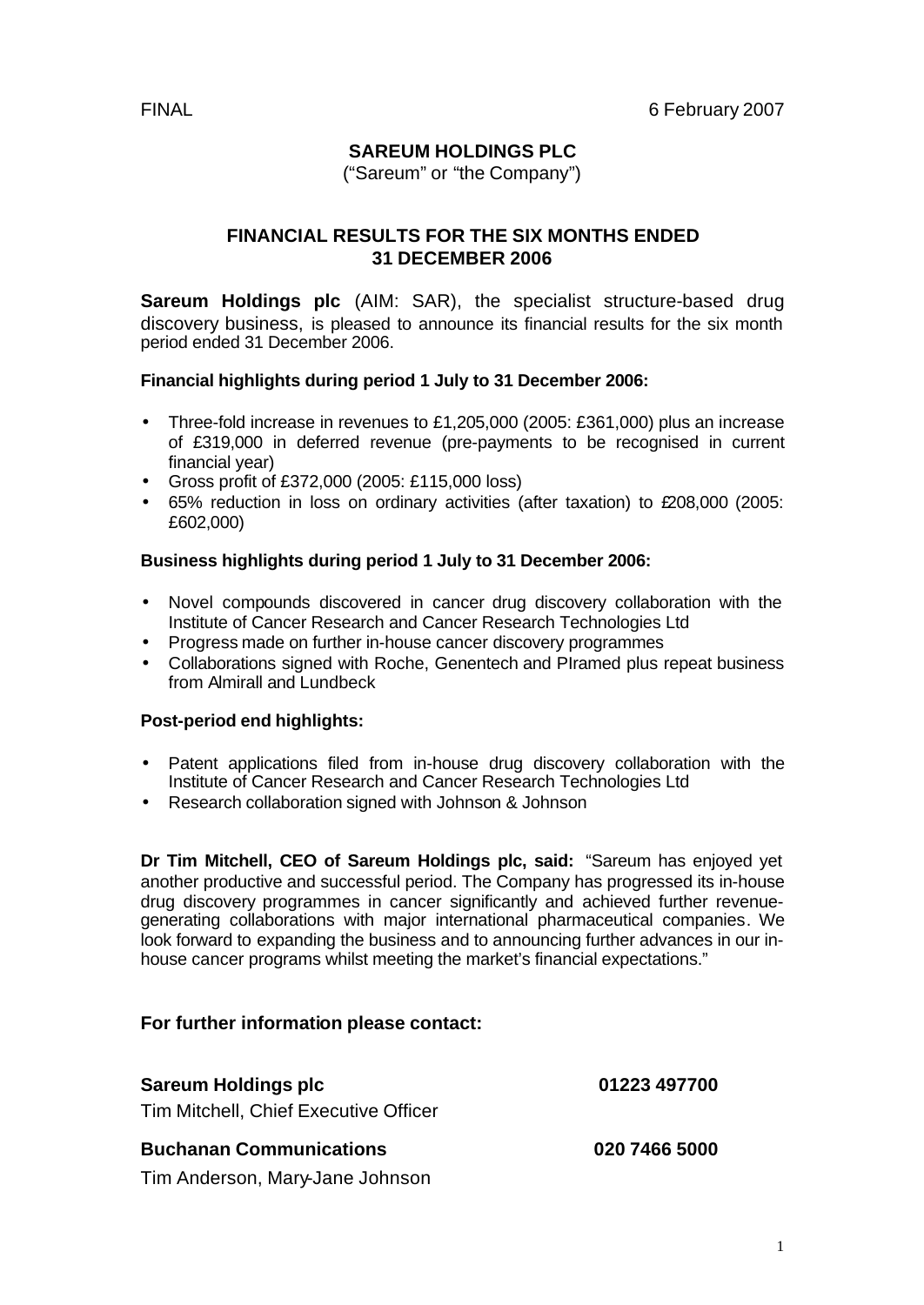FINAL 6 February 2007

# SAREUM HOLDINGS PLC

("Sareum" or "the Company")

## FINANCIAL RESULTS FOR THE SIX MONTHS ENDED 31 DECEMBER 2006

**Sareum Holdings plc** (AIM: SAR), the specialist structure-based drug discovery business, is pleased to announce its financial results for the six month period ended 31 December 2006.

**Financial highlights during period 1 July to 31 December 2006:**

- Three-fold increase in revenues to £1,205,000 (2005: £361,000) plus an increase of £319,000 in deferred revenue (pre-payments to be recognised in current financial year)
- Gross profit of £372,000 (2005: £115,000 loss)
- 65% reduction in loss on ordinary activities (after taxation) to £208,000 (2005: £602,000)

**Business highlights during period 1 July to 31 December 2006:**

- Novel compounds discovered in cancer drug discovery collaboration with the Institute of Cancer Research and Cancer Research Technologies Ltd
- Progress made on further in-house cancer discovery programmes
- Collaborations signed with Roche, Genentech and PIramed plus repeat business from Almirall and Lundbeck

**Post-period end highlights:**

- Patent applications filed from in-house drug discovery collaboration with the Institute of Cancer Research and Cancer Research Technologies Ltd
- Research collaboration signed with Johnson & Johnson

**Dr Tim Mitchell, CEO of Sareum Holdings plc, said:** "Sareum has enjoyed yet another productive and successful period. The Company has progressed its in-house drug discovery programmes in cancer significantly and achieved further revenue-generating collaborations with major international pharmaceutical companies. We look forward to expanding the business and to announcing further advances in our in-house cancer programs whilst meeting the market's financial expectations."

### For further information please contact:

**Sareum Holdings plc** **01223 497700**
Tim Mitchell, Chief Executive Officer

**Buchanan Communications** **020 7466 5000**
Tim Anderson, Mary-Jane Johnson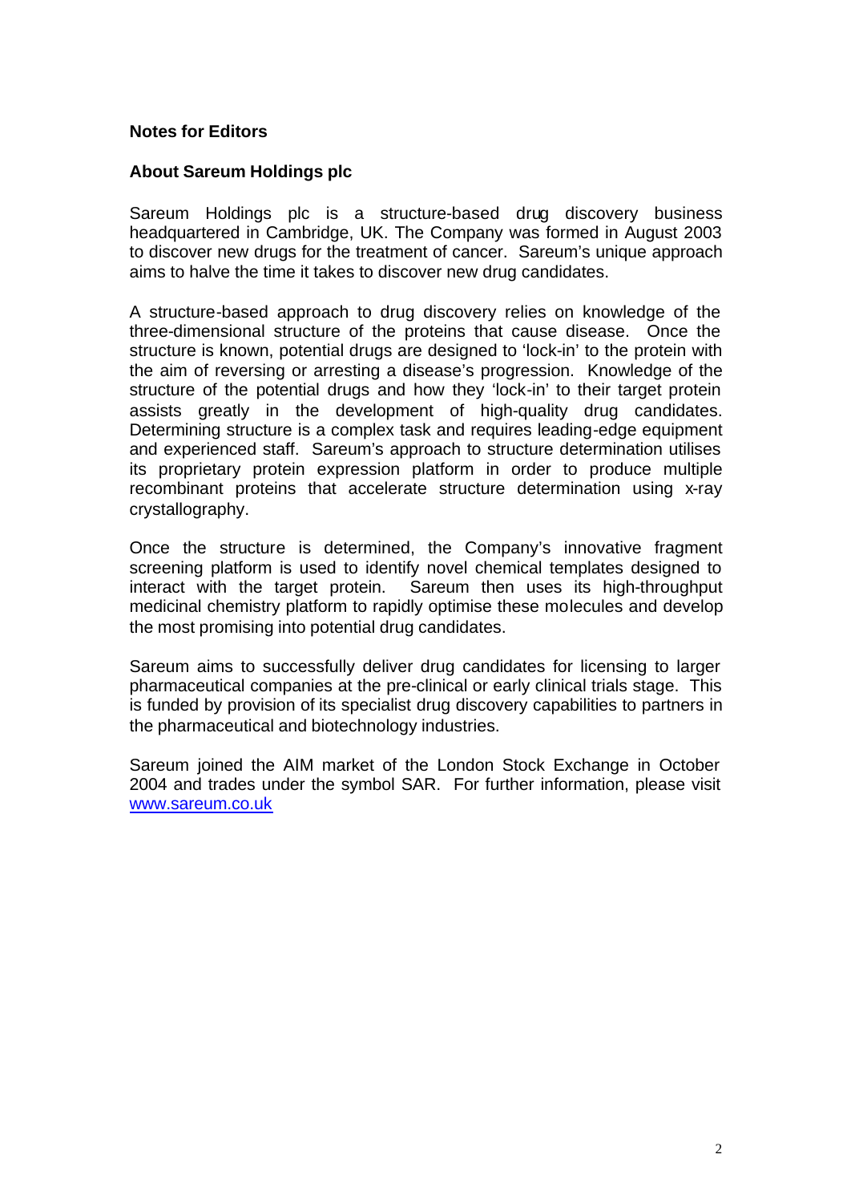**Notes for Editors**

**About Sareum Holdings plc**

Sareum Holdings plc is a structure-based drug discovery business headquartered in Cambridge, UK. The Company was formed in August 2003 to discover new drugs for the treatment of cancer. Sareum's unique approach aims to halve the time it takes to discover new drug candidates.

A structure-based approach to drug discovery relies on knowledge of the three-dimensional structure of the proteins that cause disease. Once the structure is known, potential drugs are designed to 'lock-in' to the protein with the aim of reversing or arresting a disease's progression. Knowledge of the structure of the potential drugs and how they 'lock-in' to their target protein assists greatly in the development of high-quality drug candidates. Determining structure is a complex task and requires leading-edge equipment and experienced staff. Sareum's approach to structure determination utilises its proprietary protein expression platform in order to produce multiple recombinant proteins that accelerate structure determination using x-ray crystallography.

Once the structure is determined, the Company's innovative fragment screening platform is used to identify novel chemical templates designed to interact with the target protein. Sareum then uses its high-throughput medicinal chemistry platform to rapidly optimise these molecules and develop the most promising into potential drug candidates.

Sareum aims to successfully deliver drug candidates for licensing to larger pharmaceutical companies at the pre-clinical or early clinical trials stage. This is funded by provision of its specialist drug discovery capabilities to partners in the pharmaceutical and biotechnology industries.

Sareum joined the AIM market of the London Stock Exchange in October 2004 and trades under the symbol SAR. For further information, please visit [www.sareum.co.uk](http://www.sareum.co.uk)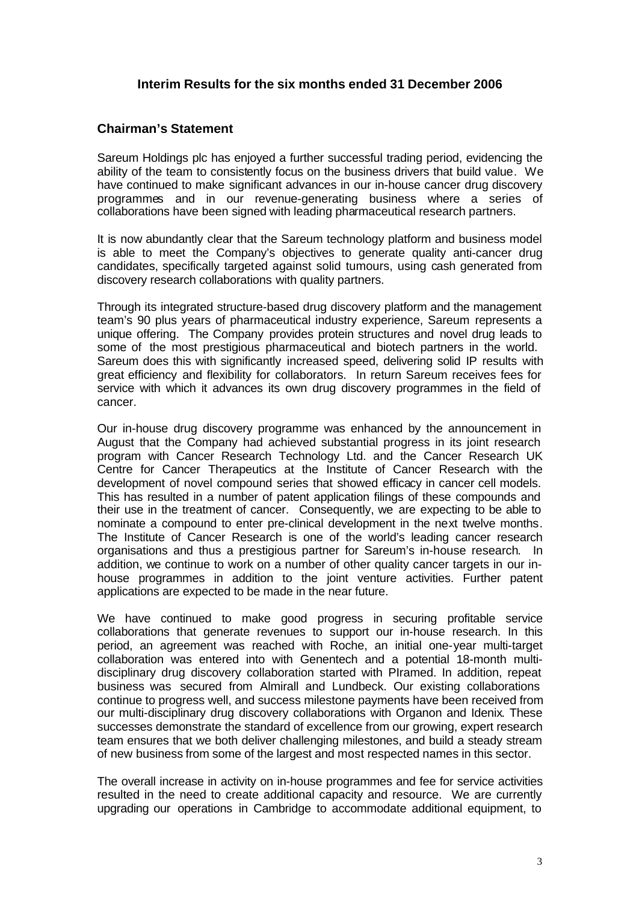## Interim Results for the six months ended 31 December 2006

### Chairman's Statement

Sareum Holdings plc has enjoyed a further successful trading period, evidencing the ability of the team to consistently focus on the business drivers that build value. We have continued to make significant advances in our in-house cancer drug discovery programmes and in our revenue-generating business where a series of collaborations have been signed with leading pharmaceutical research partners.

It is now abundantly clear that the Sareum technology platform and business model is able to meet the Company's objectives to generate quality anti-cancer drug candidates, specifically targeted against solid tumours, using cash generated from discovery research collaborations with quality partners.

Through its integrated structure-based drug discovery platform and the management team's 90 plus years of pharmaceutical industry experience, Sareum represents a unique offering. The Company provides protein structures and novel drug leads to some of the most prestigious pharmaceutical and biotech partners in the world. Sareum does this with significantly increased speed, delivering solid IP results with great efficiency and flexibility for collaborators. In return Sareum receives fees for service with which it advances its own drug discovery programmes in the field of cancer.

Our in-house drug discovery programme was enhanced by the announcement in August that the Company had achieved substantial progress in its joint research program with Cancer Research Technology Ltd. and the Cancer Research UK Centre for Cancer Therapeutics at the Institute of Cancer Research with the development of novel compound series that showed efficacy in cancer cell models. This has resulted in a number of patent application filings of these compounds and their use in the treatment of cancer. Consequently, we are expecting to be able to nominate a compound to enter pre-clinical development in the next twelve months. The Institute of Cancer Research is one of the world's leading cancer research organisations and thus a prestigious partner for Sareum's in-house research. In addition, we continue to work on a number of other quality cancer targets in our in-house programmes in addition to the joint venture activities. Further patent applications are expected to be made in the near future.

We have continued to make good progress in securing profitable service collaborations that generate revenues to support our in-house research. In this period, an agreement was reached with Roche, an initial one-year multi-target collaboration was entered into with Genentech and a potential 18-month multi-disciplinary drug discovery collaboration started with PIramed. In addition, repeat business was secured from Almirall and Lundbeck. Our existing collaborations continue to progress well, and success milestone payments have been received from our multi-disciplinary drug discovery collaborations with Organon and Idenix. These successes demonstrate the standard of excellence from our growing, expert research team ensures that we both deliver challenging milestones, and build a steady stream of new business from some of the largest and most respected names in this sector.

The overall increase in activity on in-house programmes and fee for service activities resulted in the need to create additional capacity and resource. We are currently upgrading our operations in Cambridge to accommodate additional equipment, to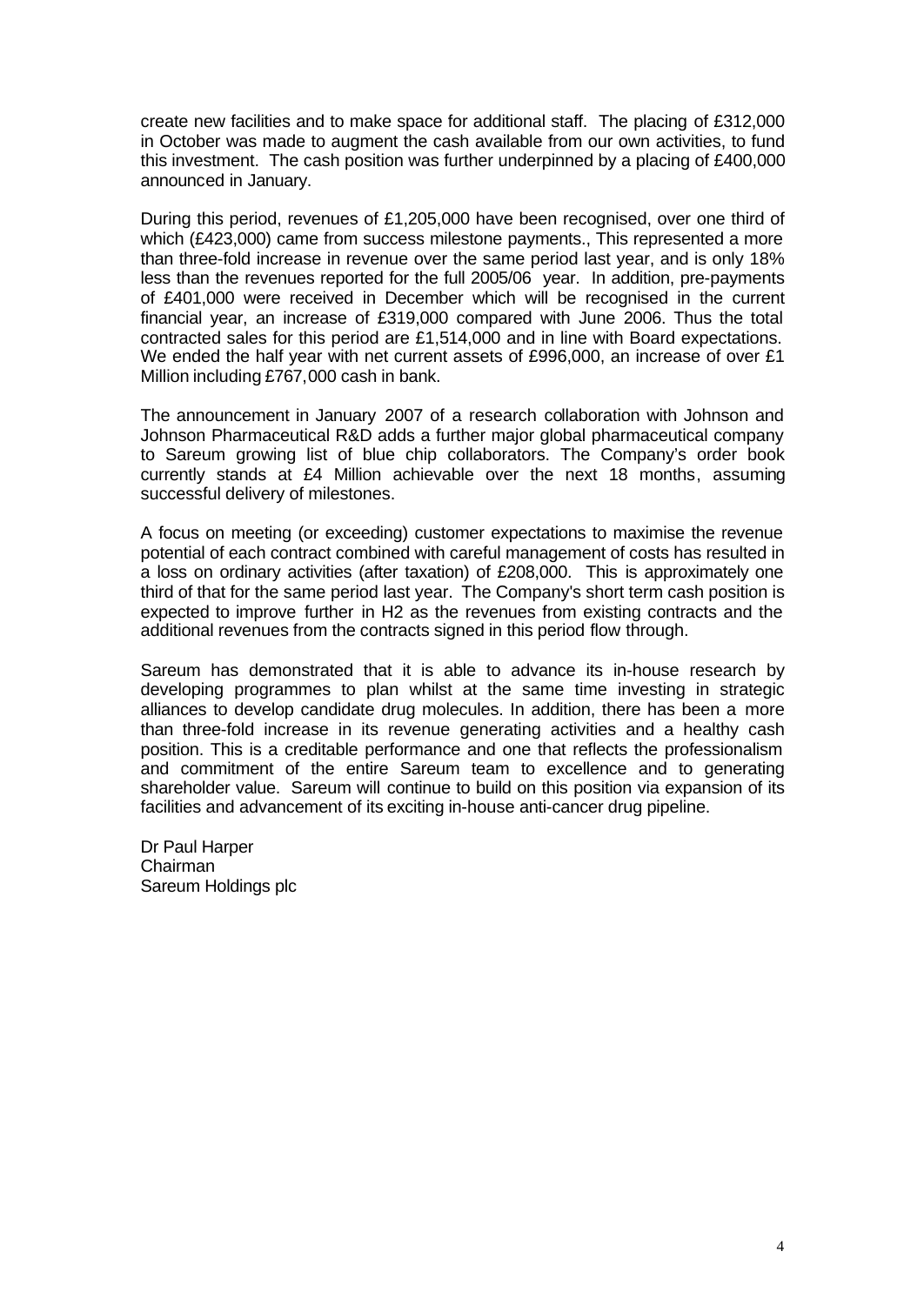create new facilities and to make space for additional staff. The placing of £312,000 in October was made to augment the cash available from our own activities, to fund this investment. The cash position was further underpinned by a placing of £400,000 announced in January.

During this period, revenues of £1,205,000 have been recognised, over one third of which (£423,000) came from success milestone payments., This represented a more than three-fold increase in revenue over the same period last year, and is only 18% less than the revenues reported for the full 2005/06 year. In addition, pre-payments of £401,000 were received in December which will be recognised in the current financial year, an increase of £319,000 compared with June 2006. Thus the total contracted sales for this period are £1,514,000 and in line with Board expectations. We ended the half year with net current assets of £996,000, an increase of over £1 Million including £767,000 cash in bank.

The announcement in January 2007 of a research collaboration with Johnson and Johnson Pharmaceutical R&D adds a further major global pharmaceutical company to Sareum growing list of blue chip collaborators. The Company's order book currently stands at £4 Million achievable over the next 18 months, assuming successful delivery of milestones.

A focus on meeting (or exceeding) customer expectations to maximise the revenue potential of each contract combined with careful management of costs has resulted in a loss on ordinary activities (after taxation) of £208,000. This is approximately one third of that for the same period last year. The Company's short term cash position is expected to improve further in H2 as the revenues from existing contracts and the additional revenues from the contracts signed in this period flow through.

Sareum has demonstrated that it is able to advance its in-house research by developing programmes to plan whilst at the same time investing in strategic alliances to develop candidate drug molecules. In addition, there has been a more than three-fold increase in its revenue generating activities and a healthy cash position. This is a creditable performance and one that reflects the professionalism and commitment of the entire Sareum team to excellence and to generating shareholder value. Sareum will continue to build on this position via expansion of its facilities and advancement of its exciting in-house anti-cancer drug pipeline.

Dr Paul Harper
Chairman
Sareum Holdings plc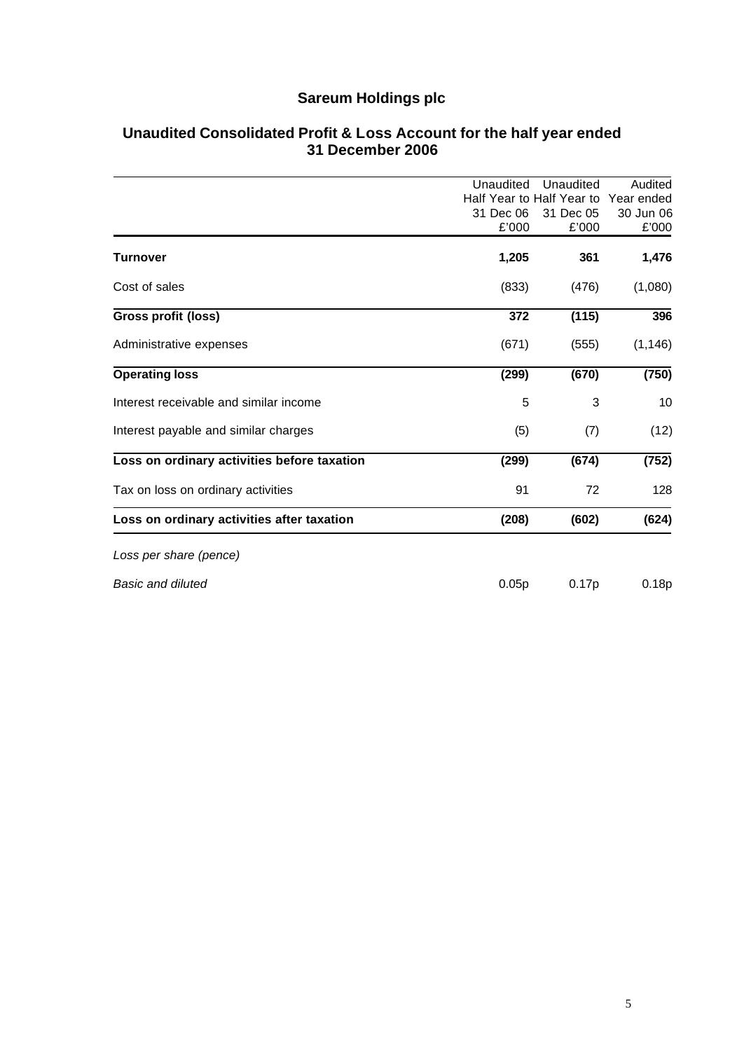# Sareum Holdings plc

## Unaudited Consolidated Profit & Loss Account for the half year ended 31 December 2006

| | Unaudited Half Year to 31 Dec 06 £'000 | Unaudited Half Year to 31 Dec 05 £'000 | Audited Year ended 30 Jun 06 £'000 |
|---|---|---|---|
| **Turnover** | **1,205** | **361** | **1,476** |
| Cost of sales | (833) | (476) | (1,080) |
| **Gross profit (loss)** | **372** | **(115)** | **396** |
| Administrative expenses | (671) | (555) | (1,146) |
| **Operating loss** | **(299)** | **(670)** | **(750)** |
| Interest receivable and similar income | 5 | 3 | 10 |
| Interest payable and similar charges | (5) | (7) | (12) |
| **Loss on ordinary activities before taxation** | **(299)** | **(674)** | **(752)** |
| Tax on loss on ordinary activities | 91 | 72 | 128 |
| **Loss on ordinary activities after taxation** | **(208)** | **(602)** | **(624)** |
| *Loss per share (pence)* | | | |
| *Basic and diluted* | 0.05p | 0.17p | 0.18p |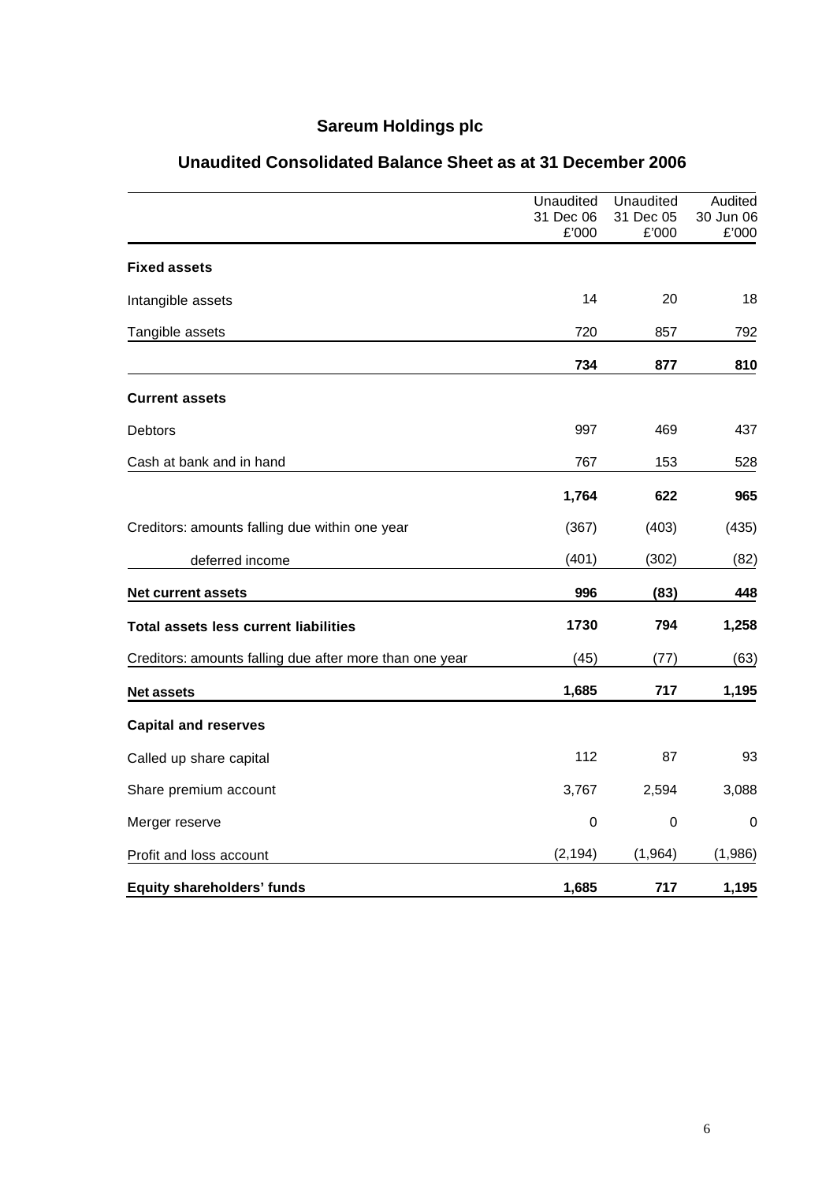# Sareum Holdings plc

## Unaudited Consolidated Balance Sheet as at 31 December 2006

| | Unaudited 31 Dec 06 £'000 | Unaudited 31 Dec 05 £'000 | Audited 30 Jun 06 £'000 |
|---|---|---|---|
| **Fixed assets** | | | |
| Intangible assets | 14 | 20 | 18 |
| Tangible assets | 720 | 857 | 792 |
| | **734** | **877** | **810** |
| **Current assets** | | | |
| Debtors | 997 | 469 | 437 |
| Cash at bank and in hand | 767 | 153 | 528 |
| | **1,764** | **622** | **965** |
| Creditors: amounts falling due within one year | (367) | (403) | (435) |
| deferred income | (401) | (302) | (82) |
| **Net current assets** | **996** | **(83)** | **448** |
| **Total assets less current liabilities** | **1730** | **794** | **1,258** |
| Creditors: amounts falling due after more than one year | (45) | (77) | (63) |
| **Net assets** | **1,685** | **717** | **1,195** |
| **Capital and reserves** | | | |
| Called up share capital | 112 | 87 | 93 |
| Share premium account | 3,767 | 2,594 | 3,088 |
| Merger reserve | 0 | 0 | 0 |
| Profit and loss account | (2,194) | (1,964) | (1,986) |
| **Equity shareholders' funds** | **1,685** | **717** | **1,195** |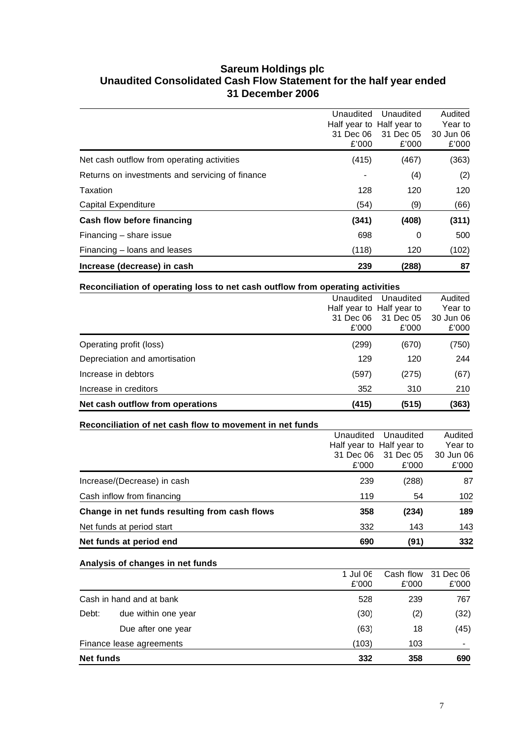# Sareum Holdings plc
## Unaudited Consolidated Cash Flow Statement for the half year ended 31 December 2006

| | Unaudited Half year to 31 Dec 06 £'000 | Unaudited Half year to 31 Dec 05 £'000 | Audited Year to 30 Jun 06 £'000 |
|---|---|---|---|
| Net cash outflow from operating activities | (415) | (467) | (363) |
| Returns on investments and servicing of finance | - | (4) | (2) |
| Taxation | 128 | 120 | 120 |
| Capital Expenditure | (54) | (9) | (66) |
| **Cash flow before financing** | **(341)** | **(408)** | **(311)** |
| Financing – share issue | 698 | 0 | 500 |
| Financing – loans and leases | (118) | 120 | (102) |
| **Increase (decrease) in cash** | **239** | **(288)** | **87** |

### Reconciliation of operating loss to net cash outflow from operating activities

| | Unaudited Half year to 31 Dec 06 £'000 | Unaudited Half year to 31 Dec 05 £'000 | Audited Year to 30 Jun 06 £'000 |
|---|---|---|---|
| Operating profit (loss) | (299) | (670) | (750) |
| Depreciation and amortisation | 129 | 120 | 244 |
| Increase in debtors | (597) | (275) | (67) |
| Increase in creditors | 352 | 310 | 210 |
| **Net cash outflow from operations** | **(415)** | **(515)** | **(363)** |

### Reconciliation of net cash flow to movement in net funds

| | Unaudited Half year to 31 Dec 06 £'000 | Unaudited Half year to 31 Dec 05 £'000 | Audited Year to 30 Jun 06 £'000 |
|---|---|---|---|
| Increase/(Decrease) in cash | 239 | (288) | 87 |
| Cash inflow from financing | 119 | 54 | 102 |
| **Change in net funds resulting from cash flows** | **358** | **(234)** | **189** |
| Net funds at period start | 332 | 143 | 143 |
| **Net funds at period end** | **690** | **(91)** | **332** |

### Analysis of changes in net funds

| | | 1 Jul 06 £'000 | Cash flow £'000 | 31 Dec 06 £'000 |
|---|---|---|---|---|
| Cash in hand and at bank | | 528 | 239 | 767 |
| Debt: | due within one year | (30) | (2) | (32) |
| | Due after one year | (63) | 18 | (45) |
| Finance lease agreements | | (103) | 103 | - |
| **Net funds** | | **332** | **358** | **690** |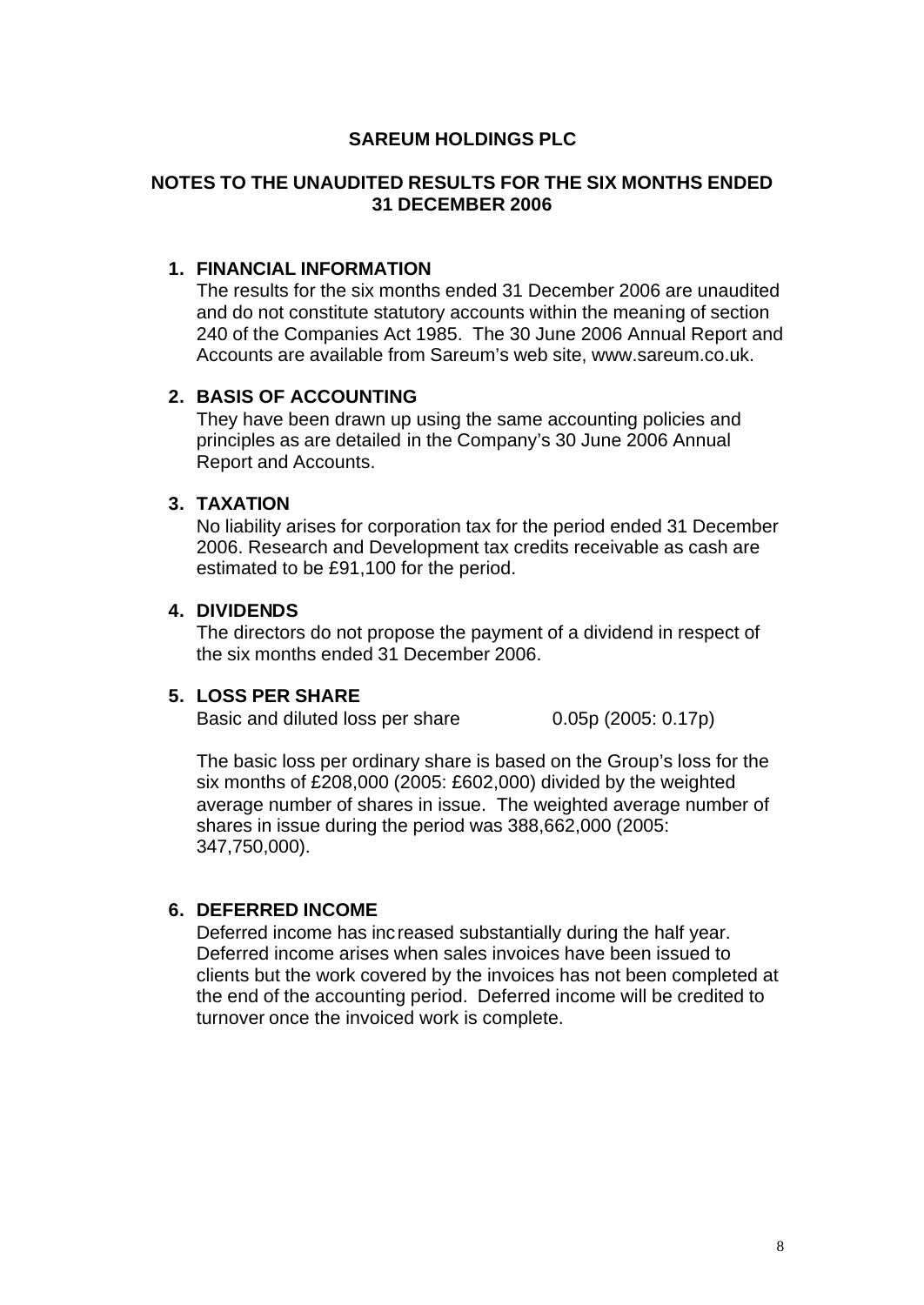**SAREUM HOLDINGS PLC**

**NOTES TO THE UNAUDITED RESULTS FOR THE SIX MONTHS ENDED 31 DECEMBER 2006**

## 1. FINANCIAL INFORMATION

The results for the six months ended 31 December 2006 are unaudited and do not constitute statutory accounts within the meaning of section 240 of the Companies Act 1985. The 30 June 2006 Annual Report and Accounts are available from Sareum's web site, www.sareum.co.uk.

## 2. BASIS OF ACCOUNTING

They have been drawn up using the same accounting policies and principles as are detailed in the Company's 30 June 2006 Annual Report and Accounts.

## 3. TAXATION

No liability arises for corporation tax for the period ended 31 December 2006. Research and Development tax credits receivable as cash are estimated to be £91,100 for the period.

## 4. DIVIDENDS

The directors do not propose the payment of a dividend in respect of the six months ended 31 December 2006.

## 5. LOSS PER SHARE

Basic and diluted loss per share 0.05p (2005: 0.17p)

The basic loss per ordinary share is based on the Group's loss for the six months of £208,000 (2005: £602,000) divided by the weighted average number of shares in issue. The weighted average number of shares in issue during the period was 388,662,000 (2005: 347,750,000).

## 6. DEFERRED INCOME

Deferred income has increased substantially during the half year. Deferred income arises when sales invoices have been issued to clients but the work covered by the invoices has not been completed at the end of the accounting period. Deferred income will be credited to turnover once the invoiced work is complete.